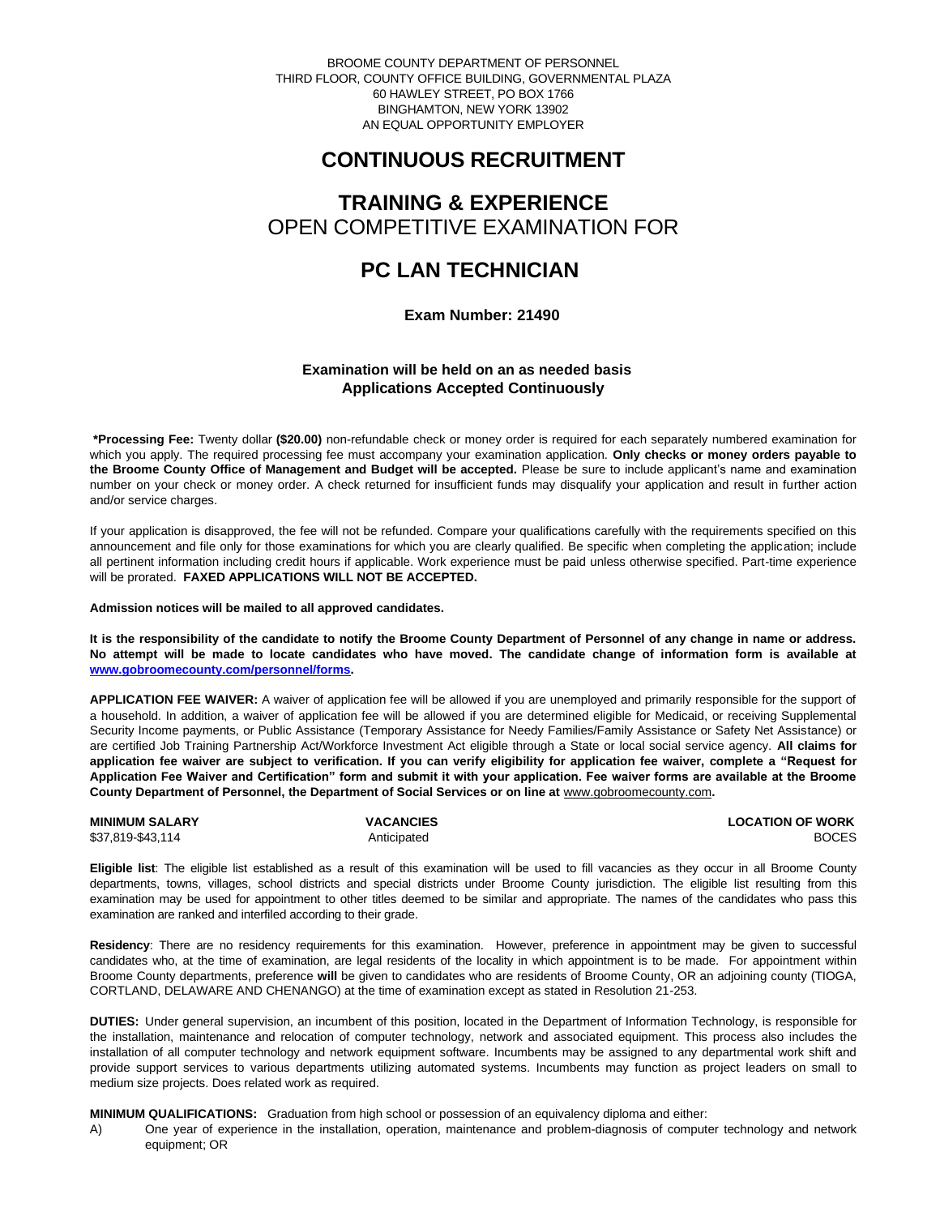BROOME COUNTY DEPARTMENT OF PERSONNEL
THIRD FLOOR, COUNTY OFFICE BUILDING, GOVERNMENTAL PLAZA
60 HAWLEY STREET, PO BOX 1766
BINGHAMTON, NEW YORK 13902
AN EQUAL OPPORTUNITY EMPLOYER

# CONTINUOUS RECRUITMENT

# TRAINING & EXPERIENCE
## OPEN COMPETITIVE EXAMINATION FOR

# PC LAN TECHNICIAN

**Exam Number: 21490**

**Examination will be held on an as needed basis**
**Applications Accepted Continuously**

**\*Processing Fee:** Twenty dollar **($20.00)** non-refundable check or money order is required for each separately numbered examination for which you apply. The required processing fee must accompany your examination application. **Only checks or money orders payable to the Broome County Office of Management and Budget will be accepted.** Please be sure to include applicant's name and examination number on your check or money order. A check returned for insufficient funds may disqualify your application and result in further action and/or service charges.

If your application is disapproved, the fee will not be refunded. Compare your qualifications carefully with the requirements specified on this announcement and file only for those examinations for which you are clearly qualified. Be specific when completing the application; include all pertinent information including credit hours if applicable. Work experience must be paid unless otherwise specified. Part-time experience will be prorated. **FAXED APPLICATIONS WILL NOT BE ACCEPTED.**

**Admission notices will be mailed to all approved candidates.**

**It is the responsibility of the candidate to notify the Broome County Department of Personnel of any change in name or address. No attempt will be made to locate candidates who have moved. The candidate change of information form is available at www.gobroomecounty.com/personnel/forms.**

**APPLICATION FEE WAIVER:** A waiver of application fee will be allowed if you are unemployed and primarily responsible for the support of a household. In addition, a waiver of application fee will be allowed if you are determined eligible for Medicaid, or receiving Supplemental Security Income payments, or Public Assistance (Temporary Assistance for Needy Families/Family Assistance or Safety Net Assistance) or are certified Job Training Partnership Act/Workforce Investment Act eligible through a State or local social service agency. **All claims for application fee waiver are subject to verification. If you can verify eligibility for application fee waiver, complete a "Request for Application Fee Waiver and Certification" form and submit it with your application. Fee waiver forms are available at the Broome County Department of Personnel, the Department of Social Services or on line at** www.gobroomecounty.com**.**

| MINIMUM SALARY | VACANCIES | LOCATION OF WORK |
|---|---|---|
| $37,819-$43,114 | Anticipated | BOCES |

**Eligible list**: The eligible list established as a result of this examination will be used to fill vacancies as they occur in all Broome County departments, towns, villages, school districts and special districts under Broome County jurisdiction. The eligible list resulting from this examination may be used for appointment to other titles deemed to be similar and appropriate. The names of the candidates who pass this examination are ranked and interfiled according to their grade.

**Residency**: There are no residency requirements for this examination. However, preference in appointment may be given to successful candidates who, at the time of examination, are legal residents of the locality in which appointment is to be made. For appointment within Broome County departments, preference **will** be given to candidates who are residents of Broome County, OR an adjoining county (TIOGA, CORTLAND, DELAWARE AND CHENANGO) at the time of examination except as stated in Resolution 21-253.

**DUTIES:** Under general supervision, an incumbent of this position, located in the Department of Information Technology, is responsible for the installation, maintenance and relocation of computer technology, network and associated equipment. This process also includes the installation of all computer technology and network equipment software. Incumbents may be assigned to any departmental work shift and provide support services to various departments utilizing automated systems. Incumbents may function as project leaders on small to medium size projects. Does related work as required.

**MINIMUM QUALIFICATIONS:** Graduation from high school or possession of an equivalency diploma and either:

A) One year of experience in the installation, operation, maintenance and problem-diagnosis of computer technology and network equipment; OR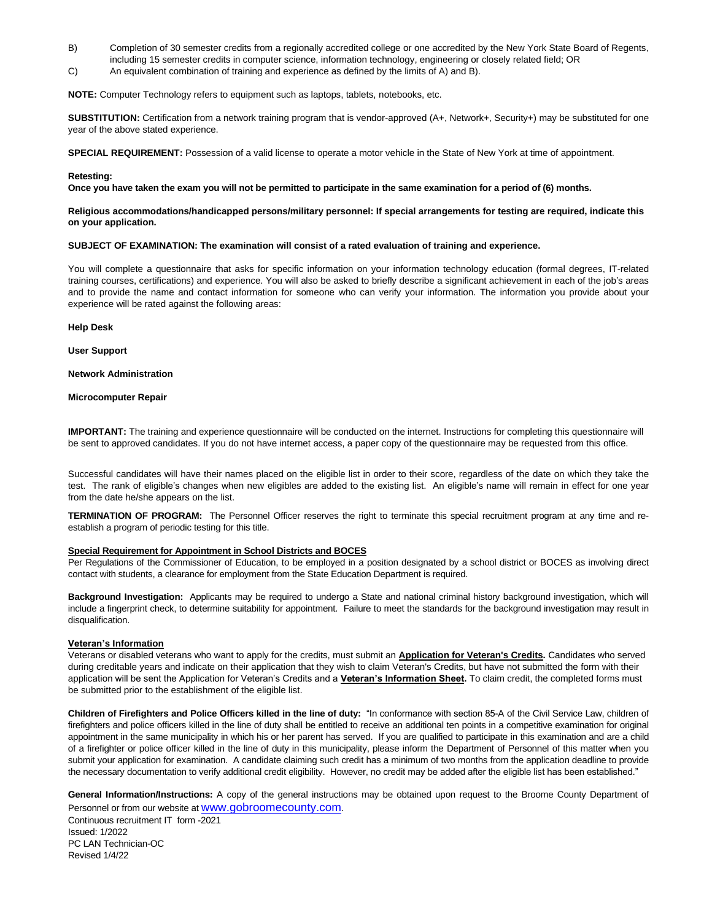B) Completion of 30 semester credits from a regionally accredited college or one accredited by the New York State Board of Regents, including 15 semester credits in computer science, information technology, engineering or closely related field; OR

C) An equivalent combination of training and experience as defined by the limits of A) and B).

**NOTE:** Computer Technology refers to equipment such as laptops, tablets, notebooks, etc.

**SUBSTITUTION:** Certification from a network training program that is vendor-approved (A+, Network+, Security+) may be substituted for one year of the above stated experience.

**SPECIAL REQUIREMENT:** Possession of a valid license to operate a motor vehicle in the State of New York at time of appointment.

**Retesting:**
**Once you have taken the exam you will not be permitted to participate in the same examination for a period of (6) months.**

**Religious accommodations/handicapped persons/military personnel: If special arrangements for testing are required, indicate this on your application.**

**SUBJECT OF EXAMINATION: The examination will consist of a rated evaluation of training and experience.**

You will complete a questionnaire that asks for specific information on your information technology education (formal degrees, IT-related training courses, certifications) and experience. You will also be asked to briefly describe a significant achievement in each of the job's areas and to provide the name and contact information for someone who can verify your information. The information you provide about your experience will be rated against the following areas:

**Help Desk**

**User Support**

**Network Administration**

**Microcomputer Repair**

**IMPORTANT:** The training and experience questionnaire will be conducted on the internet. Instructions for completing this questionnaire will be sent to approved candidates. If you do not have internet access, a paper copy of the questionnaire may be requested from this office.

Successful candidates will have their names placed on the eligible list in order to their score, regardless of the date on which they take the test. The rank of eligible's changes when new eligibles are added to the existing list. An eligible's name will remain in effect for one year from the date he/she appears on the list.

**TERMINATION OF PROGRAM:** The Personnel Officer reserves the right to terminate this special recruitment program at any time and re-establish a program of periodic testing for this title.

**Special Requirement for Appointment in School Districts and BOCES**

Per Regulations of the Commissioner of Education, to be employed in a position designated by a school district or BOCES as involving direct contact with students, a clearance for employment from the State Education Department is required.

**Background Investigation:** Applicants may be required to undergo a State and national criminal history background investigation, which will include a fingerprint check, to determine suitability for appointment. Failure to meet the standards for the background investigation may result in disqualification.

**Veteran's Information**

Veterans or disabled veterans who want to apply for the credits, must submit an **Application for Veteran's Credits.** Candidates who served during creditable years and indicate on their application that they wish to claim Veteran's Credits, but have not submitted the form with their application will be sent the Application for Veteran's Credits and a **Veteran's Information Sheet.** To claim credit, the completed forms must be submitted prior to the establishment of the eligible list.

**Children of Firefighters and Police Officers killed in the line of duty:** "In conformance with section 85-A of the Civil Service Law, children of firefighters and police officers killed in the line of duty shall be entitled to receive an additional ten points in a competitive examination for original appointment in the same municipality in which his or her parent has served. If you are qualified to participate in this examination and are a child of a firefighter or police officer killed in the line of duty in this municipality, please inform the Department of Personnel of this matter when you submit your application for examination. A candidate claiming such credit has a minimum of two months from the application deadline to provide the necessary documentation to verify additional credit eligibility. However, no credit may be added after the eligible list has been established."

**General Information/Instructions:** A copy of the general instructions may be obtained upon request to the Broome County Department of Personnel or from our website at www.gobroomecounty.com.

Continuous recruitment IT form -2021
Issued: 1/2022
PC LAN Technician-OC
Revised 1/4/22